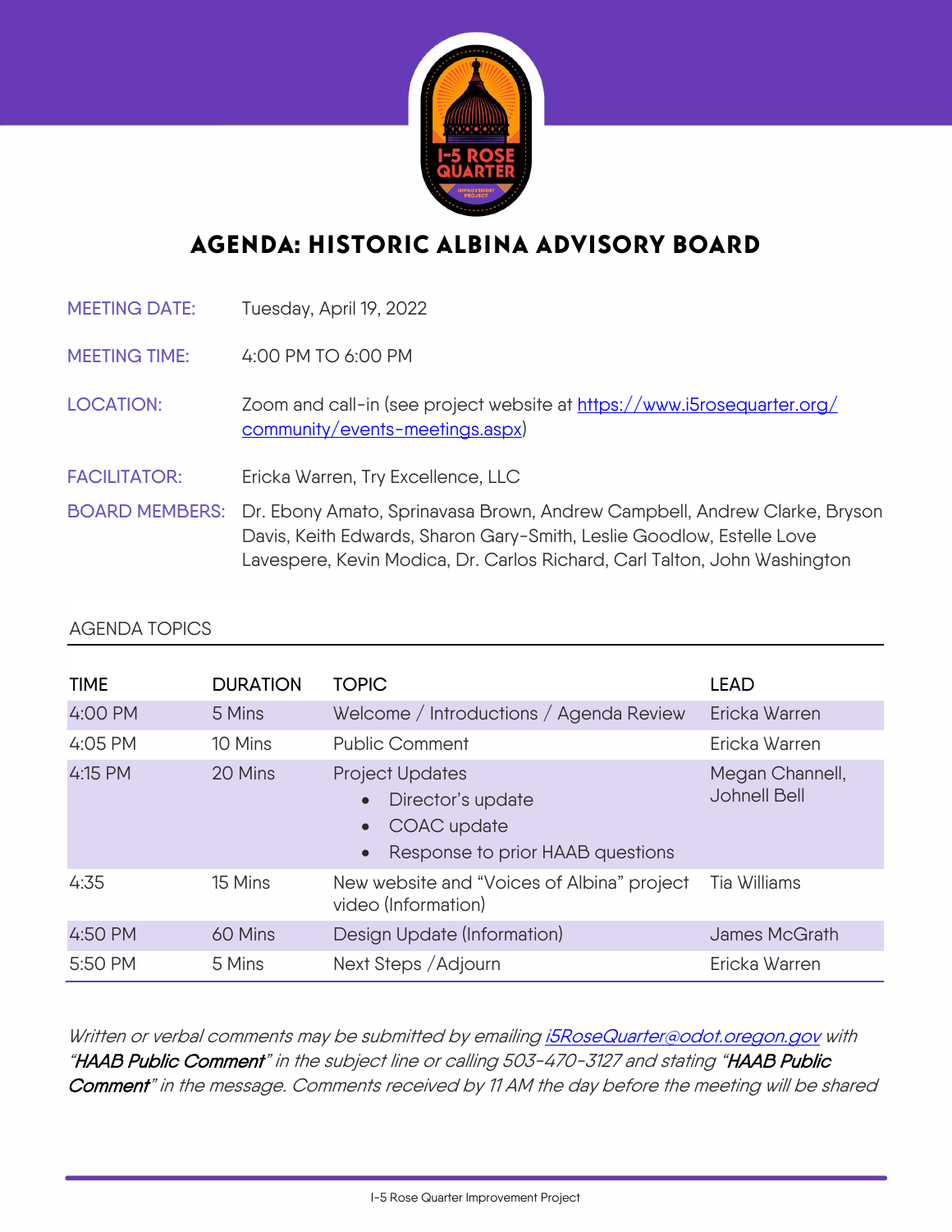# AGENDA: HISTORIC ALBINA ADVISORY BOARD

**MEETING DATE:** Tuesday, April 19, 2022

**MEETING TIME:** 4:00 PM TO 6:00 PM

**LOCATION:** Zoom and call-in (see project website at https://www.i5rosequarter.org/community/events-meetings.aspx)

**FACILITATOR:** Ericka Warren, Try Excellence, LLC

**BOARD MEMBERS:** Dr. Ebony Amato, Sprinavasa Brown, Andrew Campbell, Andrew Clarke, Bryson Davis, Keith Edwards, Sharon Gary-Smith, Leslie Goodlow, Estelle Love Lavespere, Kevin Modica, Dr. Carlos Richard, Carl Talton, John Washington

## AGENDA TOPICS

| TIME | DURATION | TOPIC | LEAD |
|---|---|---|---|
| 4:00 PM | 5 Mins | Welcome / Introductions / Agenda Review | Ericka Warren |
| 4:05 PM | 10 Mins | Public Comment | Ericka Warren |
| 4:15 PM | 20 Mins | Project Updates<br>• Director's update<br>• COAC update<br>• Response to prior HAAB questions | Megan Channell, Johnell Bell |
| 4:35 | 15 Mins | New website and "Voices of Albina" project video (Information) | Tia Williams |
| 4:50 PM | 60 Mins | Design Update (Information) | James McGrath |
| 5:50 PM | 5 Mins | Next Steps /Adjourn | Ericka Warren |

*Written or verbal comments may be submitted by emailing i5RoseQuarter@odot.oregon.gov with "**HAAB Public Comment**" in the subject line or calling 503-470-3127 and stating "**HAAB Public Comment**" in the message. Comments received by 11 AM the day before the meeting will be shared*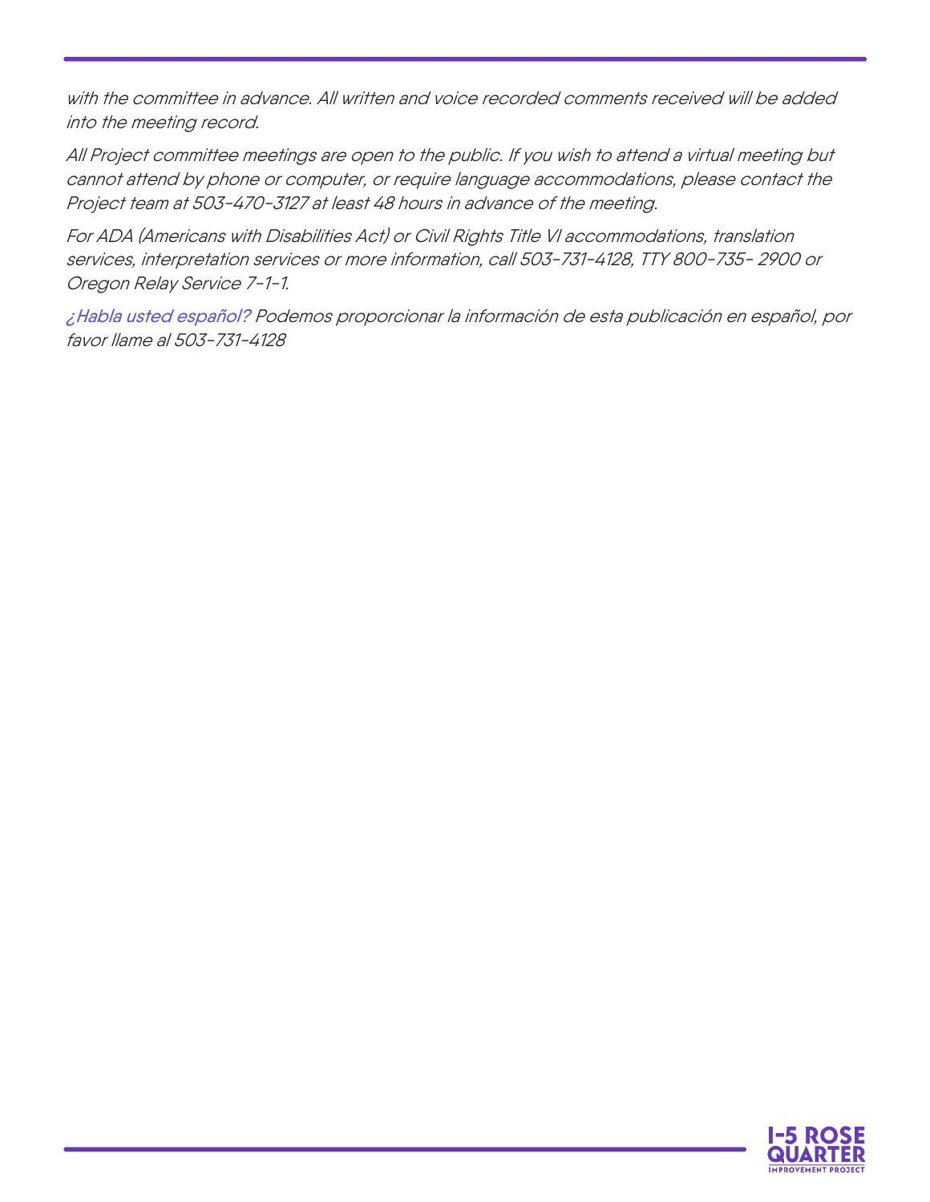*with the committee in advance. All written and voice recorded comments received will be added into the meeting record.*

*All Project committee meetings are open to the public. If you wish to attend a virtual meeting but cannot attend by phone or computer, or require language accommodations, please contact the Project team at 503-470-3127 at least 48 hours in advance of the meeting.*

*For ADA (Americans with Disabilities Act) or Civil Rights Title VI accommodations, translation services, interpretation services or more information, call 503-731-4128, TTY 800-735- 2900 or Oregon Relay Service 7-1-1.*

*¿Habla usted español? Podemos proporcionar la información de esta publicación en español, por favor llame al 503-731-4128*